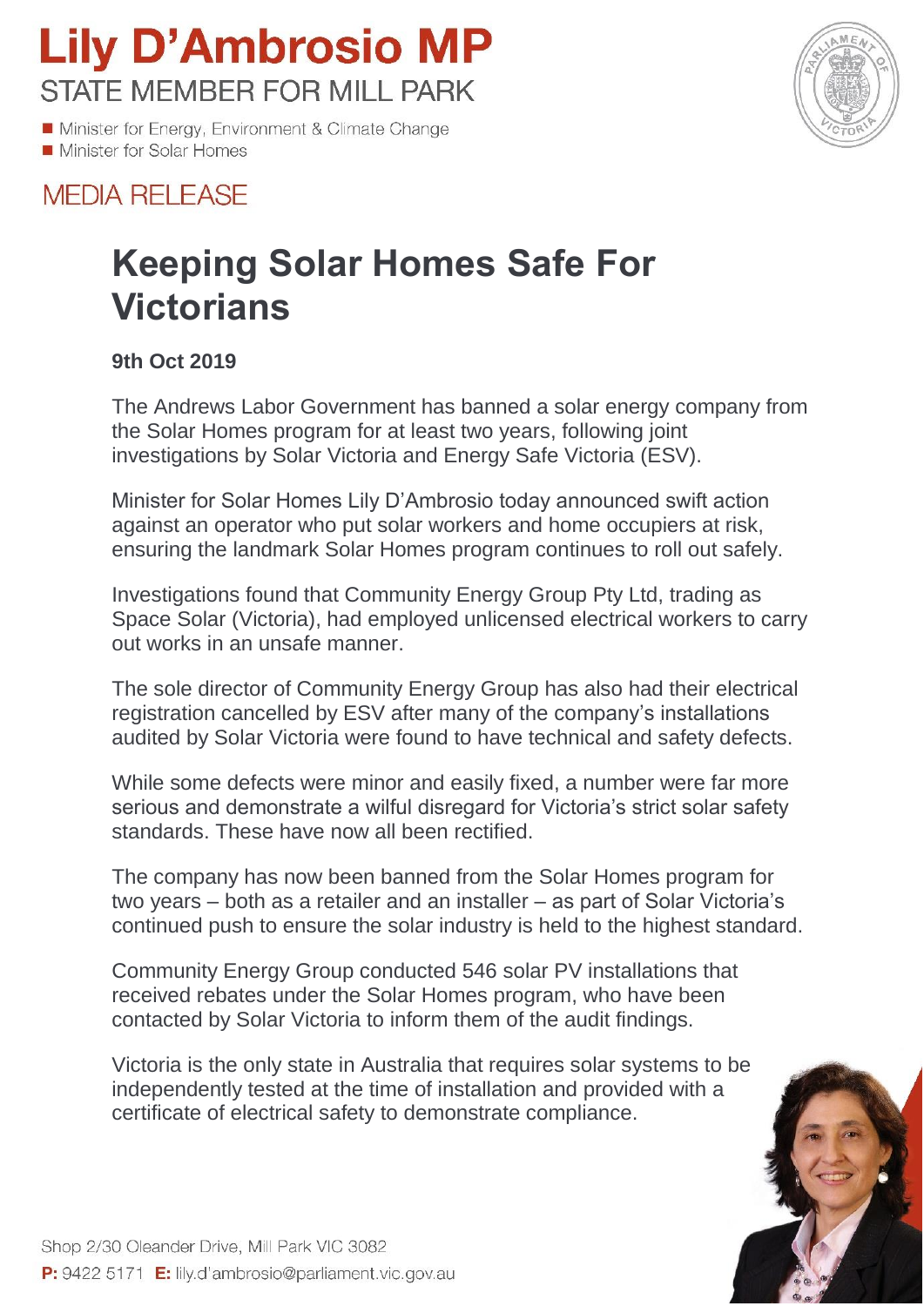# Lily D'Ambrosio MP

STATE MEMBER FOR MILL PARK

- Minister for Energy, Environment & Climate Change
- Minister for Solar Homes

MEDIA RELEASE

## Keeping Solar Homes Safe For Victorians

**9th Oct 2019**

The Andrews Labor Government has banned a solar energy company from the Solar Homes program for at least two years, following joint investigations by Solar Victoria and Energy Safe Victoria (ESV).

Minister for Solar Homes Lily D'Ambrosio today announced swift action against an operator who put solar workers and home occupiers at risk, ensuring the landmark Solar Homes program continues to roll out safely.

Investigations found that Community Energy Group Pty Ltd, trading as Space Solar (Victoria), had employed unlicensed electrical workers to carry out works in an unsafe manner.

The sole director of Community Energy Group has also had their electrical registration cancelled by ESV after many of the company's installations audited by Solar Victoria were found to have technical and safety defects.

While some defects were minor and easily fixed, a number were far more serious and demonstrate a wilful disregard for Victoria's strict solar safety standards. These have now all been rectified.

The company has now been banned from the Solar Homes program for two years – both as a retailer and an installer – as part of Solar Victoria's continued push to ensure the solar industry is held to the highest standard.

Community Energy Group conducted 546 solar PV installations that received rebates under the Solar Homes program, who have been contacted by Solar Victoria to inform them of the audit findings.

Victoria is the only state in Australia that requires solar systems to be independently tested at the time of installation and provided with a certificate of electrical safety to demonstrate compliance.

Shop 2/30 Oleander Drive, Mill Park VIC 3082

**P:** 9422 5171 **E:** lily.d'ambrosio@parliament.vic.gov.au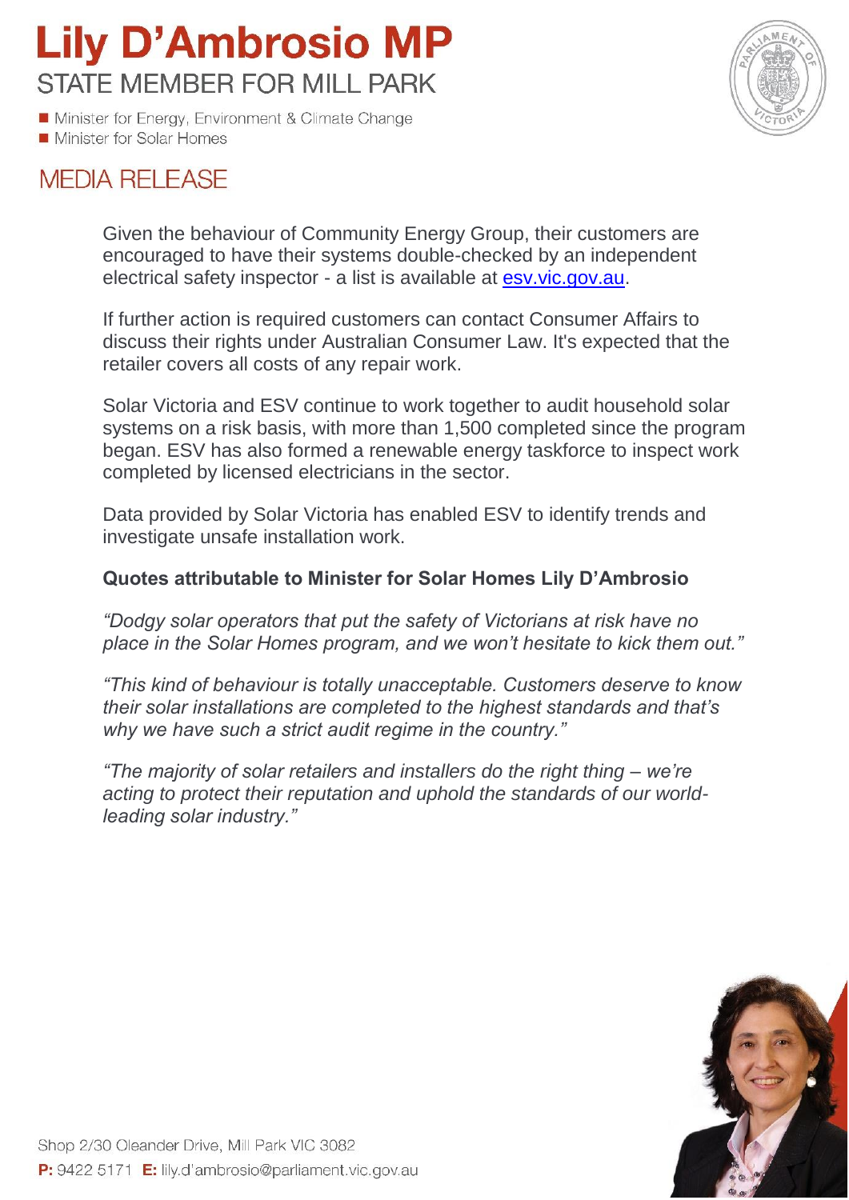# Lily D'Ambrosio MP

STATE MEMBER FOR MILL PARK

- Minister for Energy, Environment & Climate Change
- Minister for Solar Homes

## MEDIA RELEASE

Given the behaviour of Community Energy Group, their customers are encouraged to have their systems double-checked by an independent electrical safety inspector - a list is available at esv.vic.gov.au.

If further action is required customers can contact Consumer Affairs to discuss their rights under Australian Consumer Law. It's expected that the retailer covers all costs of any repair work.

Solar Victoria and ESV continue to work together to audit household solar systems on a risk basis, with more than 1,500 completed since the program began. ESV has also formed a renewable energy taskforce to inspect work completed by licensed electricians in the sector.

Data provided by Solar Victoria has enabled ESV to identify trends and investigate unsafe installation work.

**Quotes attributable to Minister for Solar Homes Lily D'Ambrosio**

*"Dodgy solar operators that put the safety of Victorians at risk have no place in the Solar Homes program, and we won't hesitate to kick them out."*

*"This kind of behaviour is totally unacceptable. Customers deserve to know their solar installations are completed to the highest standards and that's why we have such a strict audit regime in the country."*

*"The majority of solar retailers and installers do the right thing – we're acting to protect their reputation and uphold the standards of our world-leading solar industry."*

Shop 2/30 Oleander Drive, Mill Park VIC 3082

**P:** 9422 5171 **E:** lily.d'ambrosio@parliament.vic.gov.au